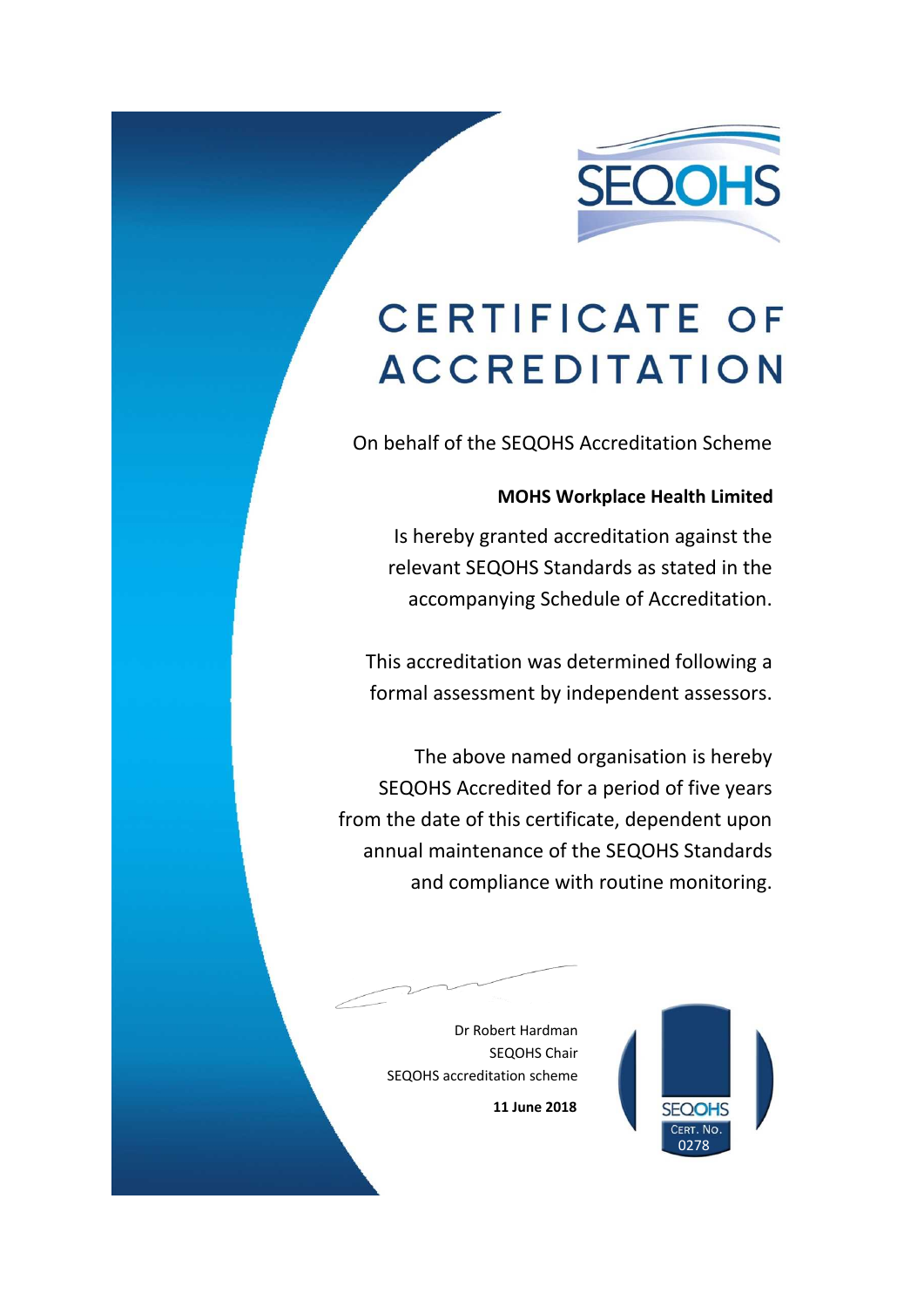SEQOHS

# CERTIFICATE OF ACCREDITATION

On behalf of the SEQOHS Accreditation Scheme

**MOHS Workplace Health Limited**

Is hereby granted accreditation against the relevant SEQOHS Standards as stated in the accompanying Schedule of Accreditation.

This accreditation was determined following a formal assessment by independent assessors.

The above named organisation is hereby SEQOHS Accredited for a period of five years from the date of this certificate, dependent upon annual maintenance of the SEQOHS Standards and compliance with routine monitoring.

Dr Robert Hardman
SEQOHS Chair
SEQOHS accreditation scheme

**11 June 2018**

SEQOHS
CERT. NO.
0278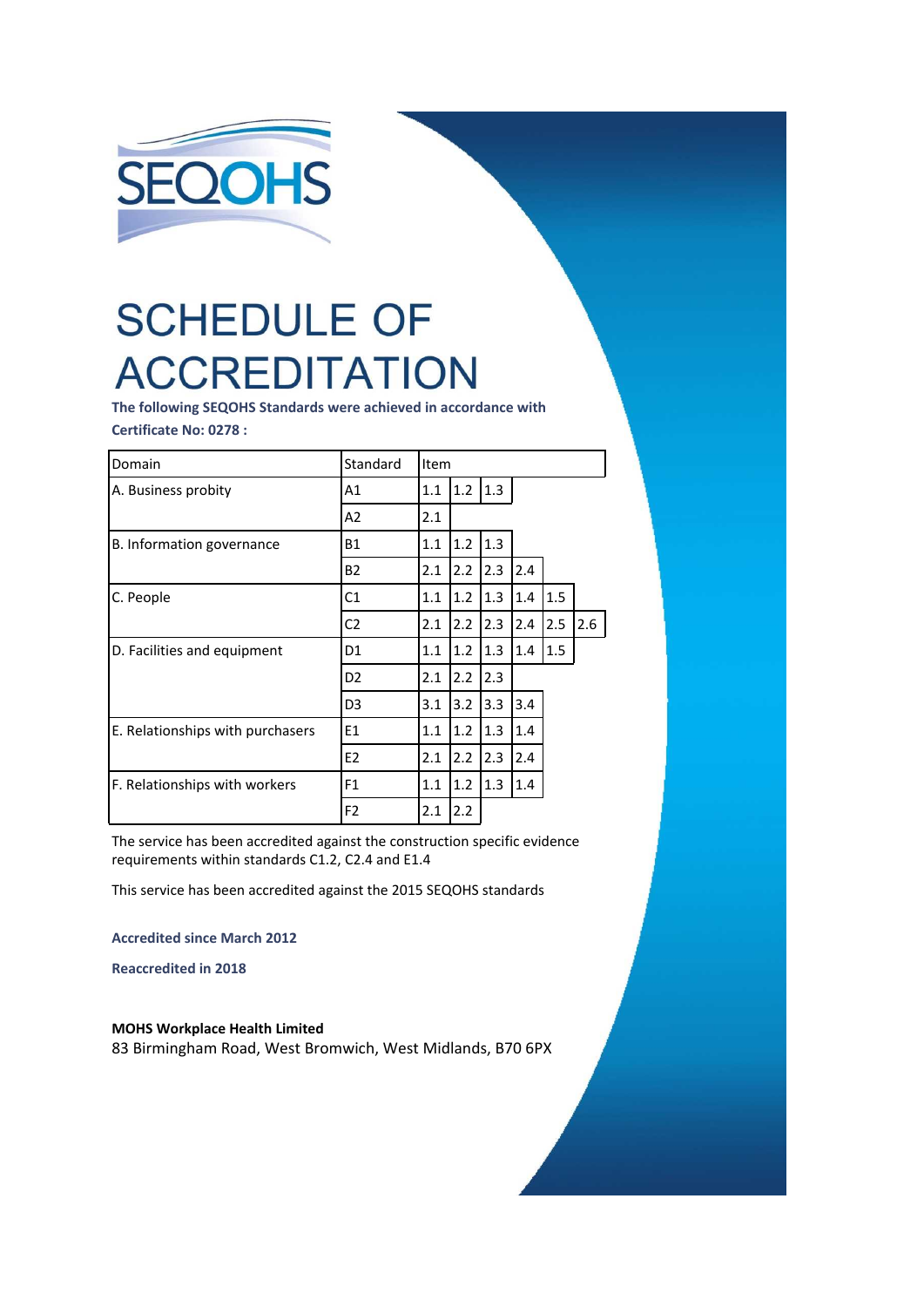# SCHEDULE OF ACCREDITATION

**The following SEQOHS Standards were achieved in accordance with Certificate No: 0278 :**

| Domain | Standard | Item | | | | | |
|---|---|---|---|---|---|---|---|
| A. Business probity | A1 | 1.1 | 1.2 | 1.3 | | | |
| | A2 | 2.1 | | | | | |
| B. Information governance | B1 | 1.1 | 1.2 | 1.3 | | | |
| | B2 | 2.1 | 2.2 | 2.3 | 2.4 | | |
| C. People | C1 | 1.1 | 1.2 | 1.3 | 1.4 | 1.5 | |
| | C2 | 2.1 | 2.2 | 2.3 | 2.4 | 2.5 | 2.6 |
| D. Facilities and equipment | D1 | 1.1 | 1.2 | 1.3 | 1.4 | 1.5 | |
| | D2 | 2.1 | 2.2 | 2.3 | | | |
| | D3 | 3.1 | 3.2 | 3.3 | 3.4 | | |
| E. Relationships with purchasers | E1 | 1.1 | 1.2 | 1.3 | 1.4 | | |
| | E2 | 2.1 | 2.2 | 2.3 | 2.4 | | |
| F. Relationships with workers | F1 | 1.1 | 1.2 | 1.3 | 1.4 | | |
| | F2 | 2.1 | 2.2 | | | | |

The service has been accredited against the construction specific evidence requirements within standards C1.2, C2.4 and E1.4

This service has been accredited against the 2015 SEQOHS standards

**Accredited since March 2012**

**Reaccredited in 2018**

**MOHS Workplace Health Limited**
83 Birmingham Road, West Bromwich, West Midlands, B70 6PX